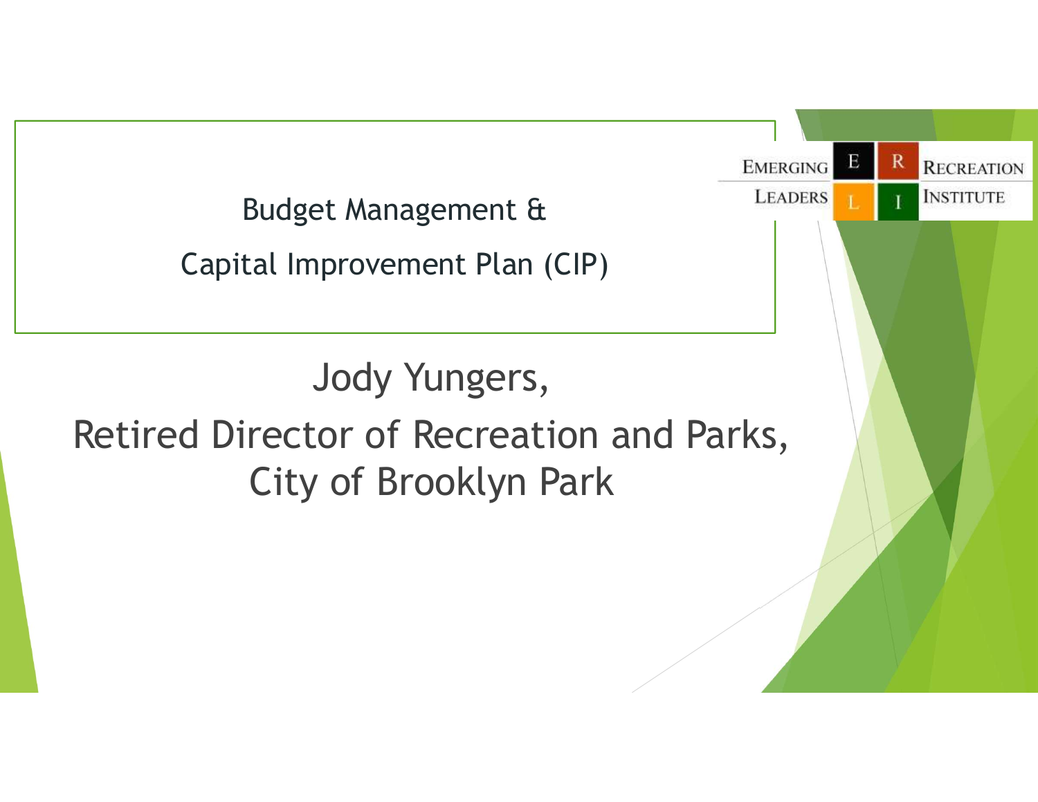# Budget Management & Capital Improvement Plan (CIP)

Jody Yungers,

Retired Director of Recreation and Parks, City of Brooklyn Park

EMERGING LEADERS RECREATION INSTITUTE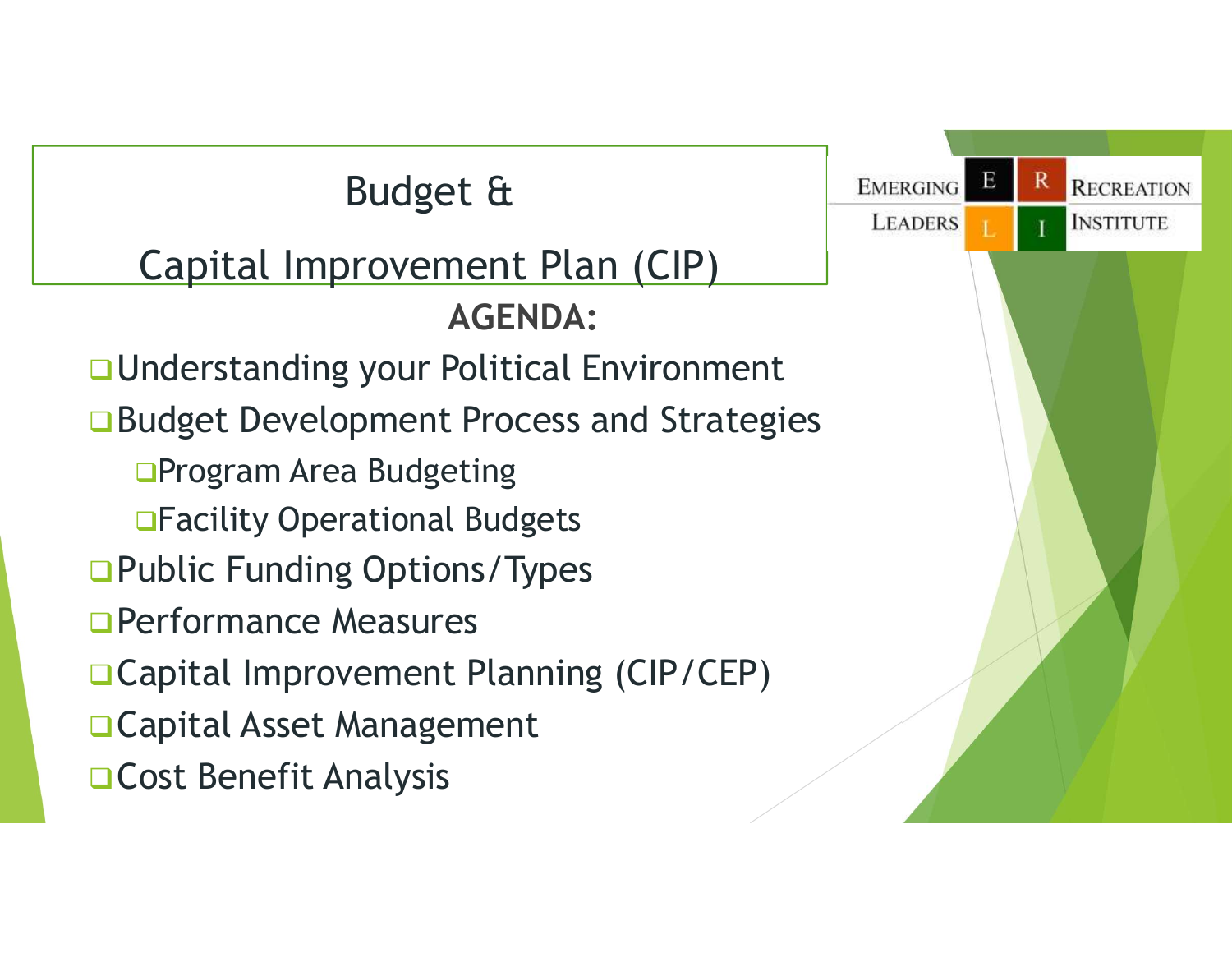# Budget & Capital Improvement Plan (CIP)

Emerging Leaders Recreation Institute

**AGENDA:**

- Understanding your Political Environment
- Budget Development Process and Strategies
  - Program Area Budgeting
  - Facility Operational Budgets
- Public Funding Options/Types
- Performance Measures
- Capital Improvement Planning (CIP/CEP)
- Capital Asset Management
- Cost Benefit Analysis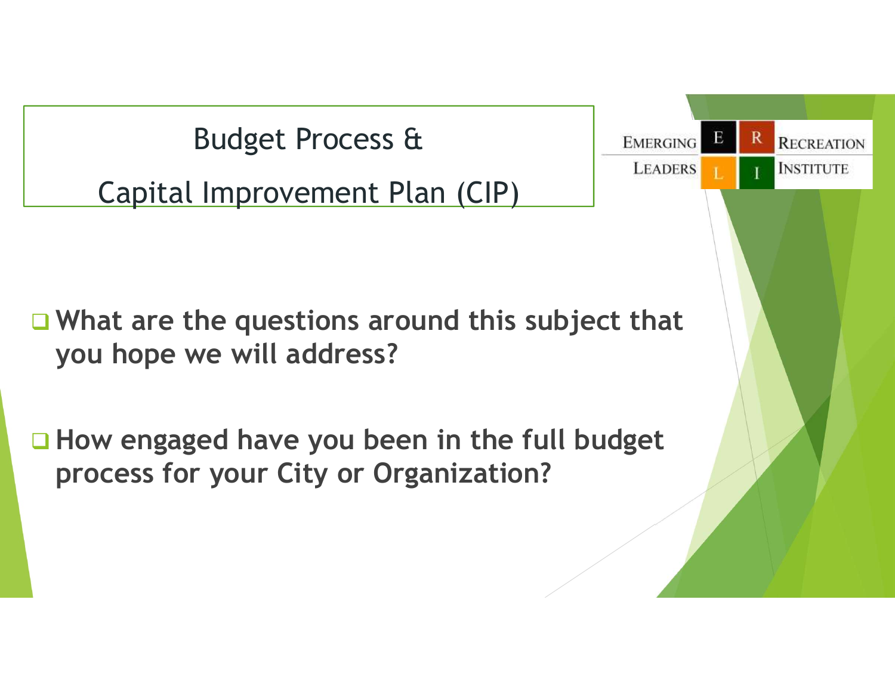# Budget Process & Capital Improvement Plan (CIP)

EMERGING LEADERS RECREATION INSTITUTE

- What are the questions around this subject that you hope we will address?
- How engaged have you been in the full budget process for your City or Organization?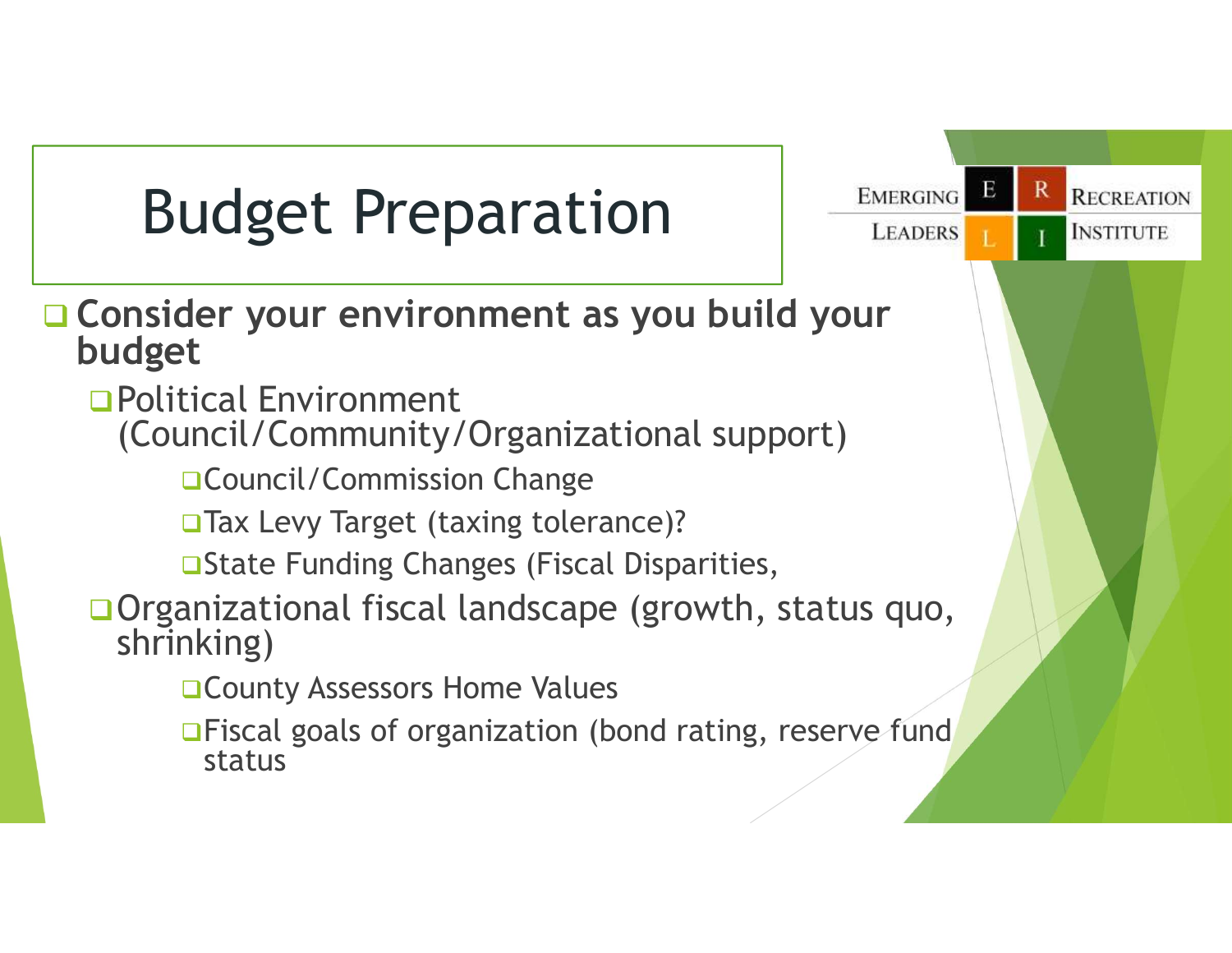# Budget Preparation

EMERGING LEADERS RECREATION INSTITUTE

- **Consider your environment as you build your budget**
  - Political Environment (Council/Community/Organizational support)
    - Council/Commission Change
    - Tax Levy Target (taxing tolerance)?
    - State Funding Changes (Fiscal Disparities,
  - Organizational fiscal landscape (growth, status quo, shrinking)
    - County Assessors Home Values
    - Fiscal goals of organization (bond rating, reserve fund status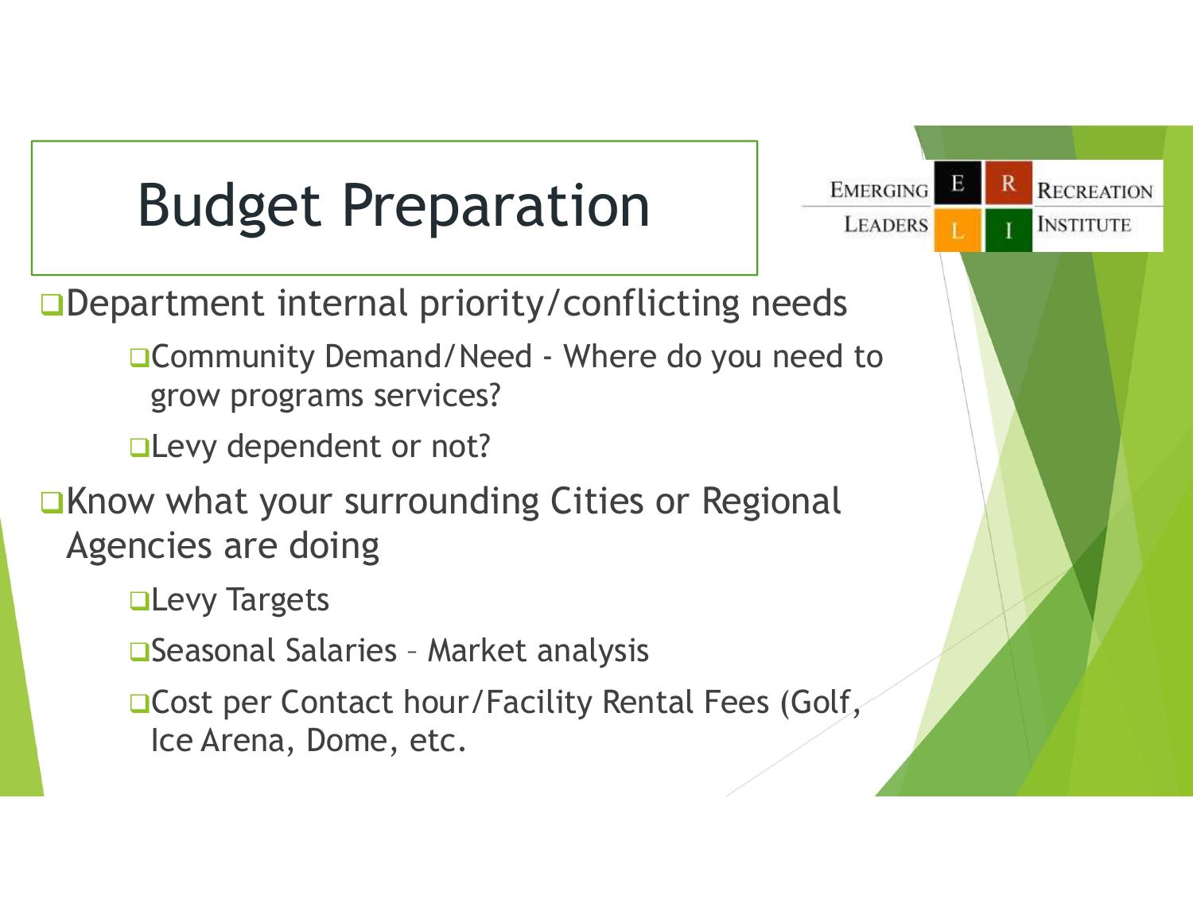# Budget Preparation

Emerging Leaders Recreation Institute

- Department internal priority/conflicting needs
  - Community Demand/Need - Where do you need to grow programs services?
  - Levy dependent or not?
- Know what your surrounding Cities or Regional Agencies are doing
  - Levy Targets
  - Seasonal Salaries – Market analysis
  - Cost per Contact hour/Facility Rental Fees (Golf, Ice Arena, Dome, etc.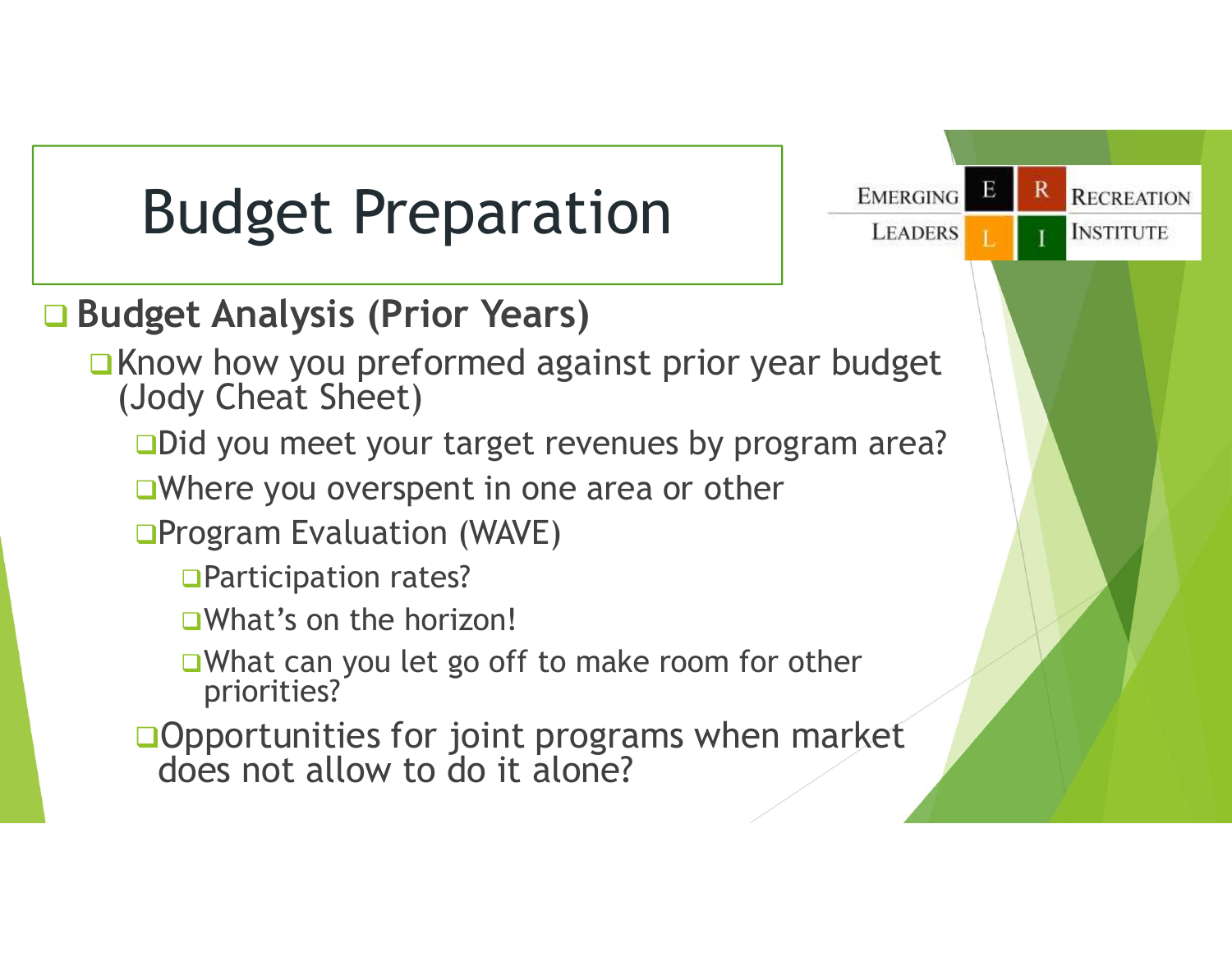# Budget Preparation

EMERGING LEADERS RECREATION INSTITUTE

- **Budget Analysis (Prior Years)**
  - Know how you preformed against prior year budget (Jody Cheat Sheet)
    - Did you meet your target revenues by program area?
    - Where you overspent in one area or other
    - Program Evaluation (WAVE)
      - Participation rates?
      - What's on the horizon!
      - What can you let go off to make room for other priorities?
    - Opportunities for joint programs when market does not allow to do it alone?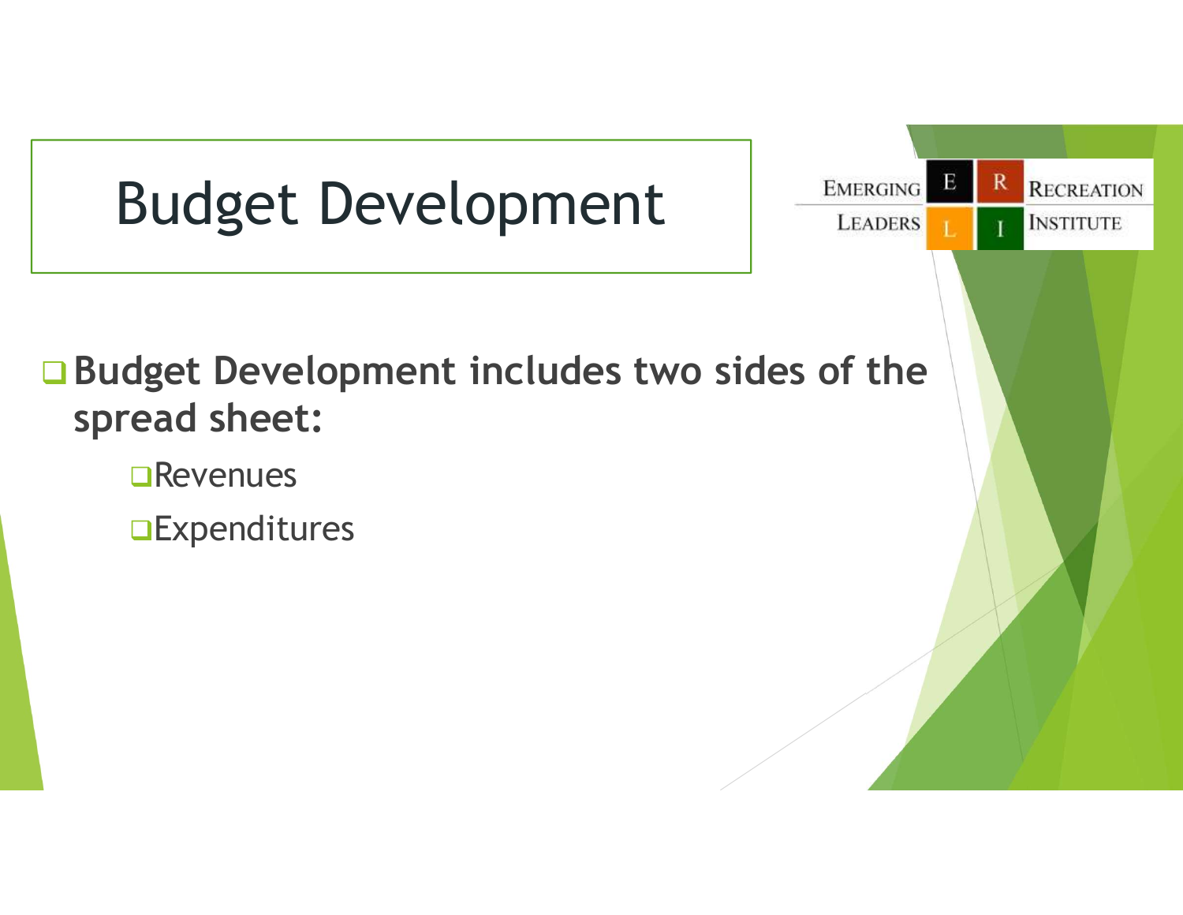# Budget Development

Emerging Leaders Recreation Institute

- **Budget Development includes two sides of the spread sheet:**
  - Revenues
  - Expenditures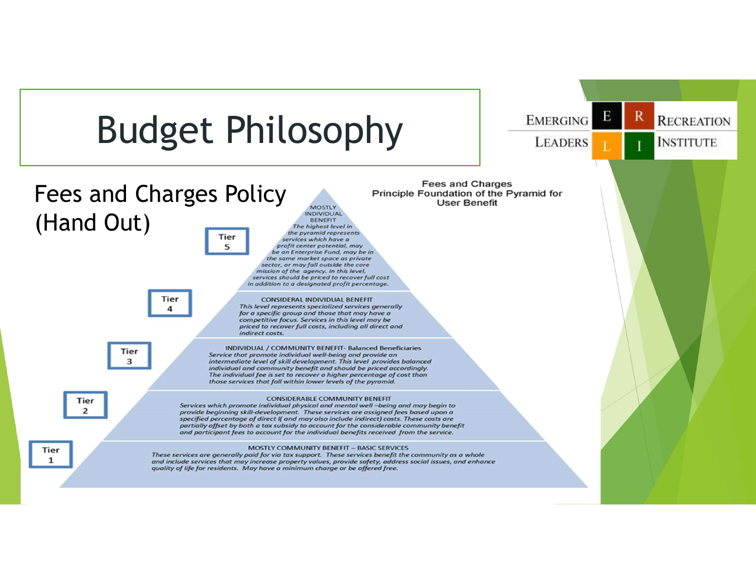# Budget Philosophy

EMERGING LEADERS RECREATION INSTITUTE

Fees and Charges Policy (Hand Out)

**Fees and Charges Principle Foundation of the Pyramid for User Benefit**

**Tier 5**

MOSTLY INDIVIDUAL BENEFIT

*The highest level in the pyramid represents services which have a profit center potential, may be an Enterprise Fund, may be in the same market space as private sector, or may fall outside the core mission of the agency. In this level, services should be priced to recover full cost in addition to a designated profit percentage.*

**Tier 4**

CONSIDERAL INDIVIDUAL BENEFIT

*This level represents specialized services generally for a specific group and those that may have a competitive focus. Services in this level may be priced to recover full costs, including all direct and indirect costs.*

**Tier 3**

INDIVIDUAL / COMMUNITY BENEFIT- Balanced Beneficiaries

*Service that promote individual well-being and provide an intermediate level of skill development. This level provides balanced individual and community benefit and should be priced accordingly. The individual fee is set to recover a higher percentage of cost than those services that fall within lower levels of the pyramid.*

**Tier 2**

CONSIDERABLE COMMUNITY BENEFIT

*Services which promote individual physical and mental well –being and may begin to provide beginning skill-development. These services are assigned fees based upon a specified percentage of direct I( and may also include indirect) costs. These costs are partially offset by both a tax subsidy to account for the considerable community benefit and participant fees to account for the individual benefits received from the service.*

**Tier 1**

MOSTLY COMMUNITY BENEFIT – BASIC SERVICES

*These services are generally paid for via tax support. These services benefit the community as a whole and include services that may increase property values, provide safety, address social issues, and enhance quality of life for residents. May have a minimum charge or be offered free.*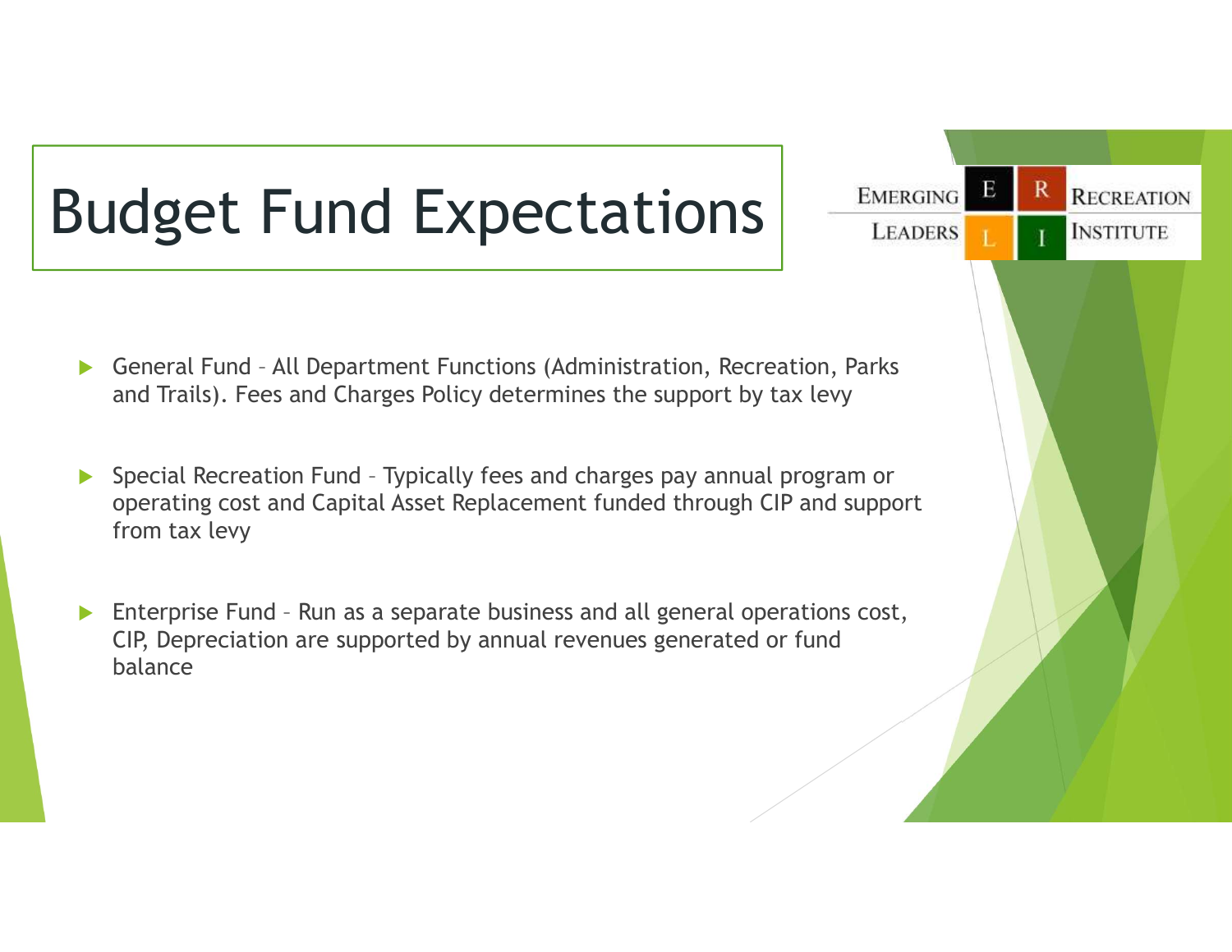# Budget Fund Expectations

- General Fund – All Department Functions (Administration, Recreation, Parks and Trails). Fees and Charges Policy determines the support by tax levy
- Special Recreation Fund – Typically fees and charges pay annual program or operating cost and Capital Asset Replacement funded through CIP and support from tax levy
- Enterprise Fund – Run as a separate business and all general operations cost, CIP, Depreciation are supported by annual revenues generated or fund balance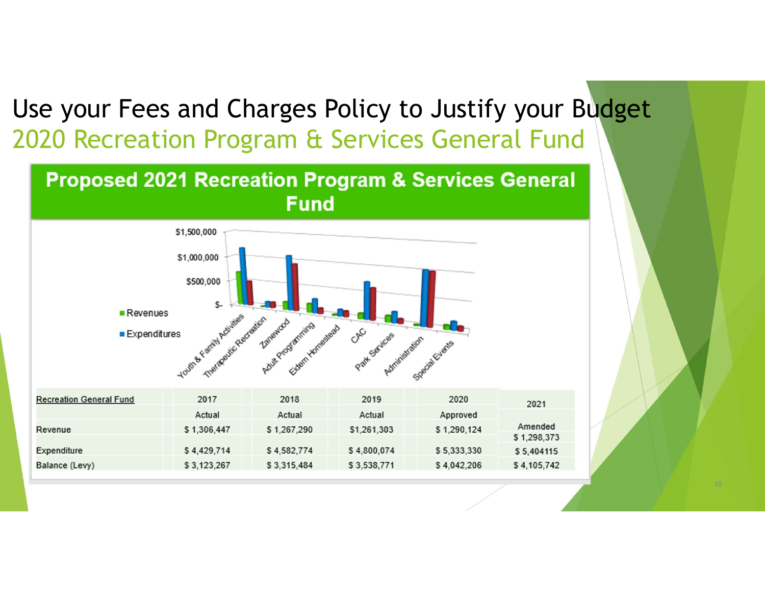# Use your Fees and Charges Policy to Justify your Budget

## 2020 Recreation Program & Services General Fund

### Proposed 2021 Recreation Program & Services General Fund

| Recreation General Fund | 2017 | 2018 | 2019 | 2020 | 2021 |
|---|---|---|---|---|---|
| | Actual | Actual | Actual | Approved | Amended |
| Revenue | $ 1,306,447 | $ 1,267,290 | $1,261,303 | $ 1,290,124 | $ 1,298,373 |
| Expenditure | $ 4,429,714 | $ 4,582,774 | $ 4,800,074 | $ 5,333,330 | $ 5,404115 |
| Balance (Levy) | $ 3,123,267 | $ 3,315,484 | $ 3,538,771 | $ 4,042,206 | $ 4,105,742 |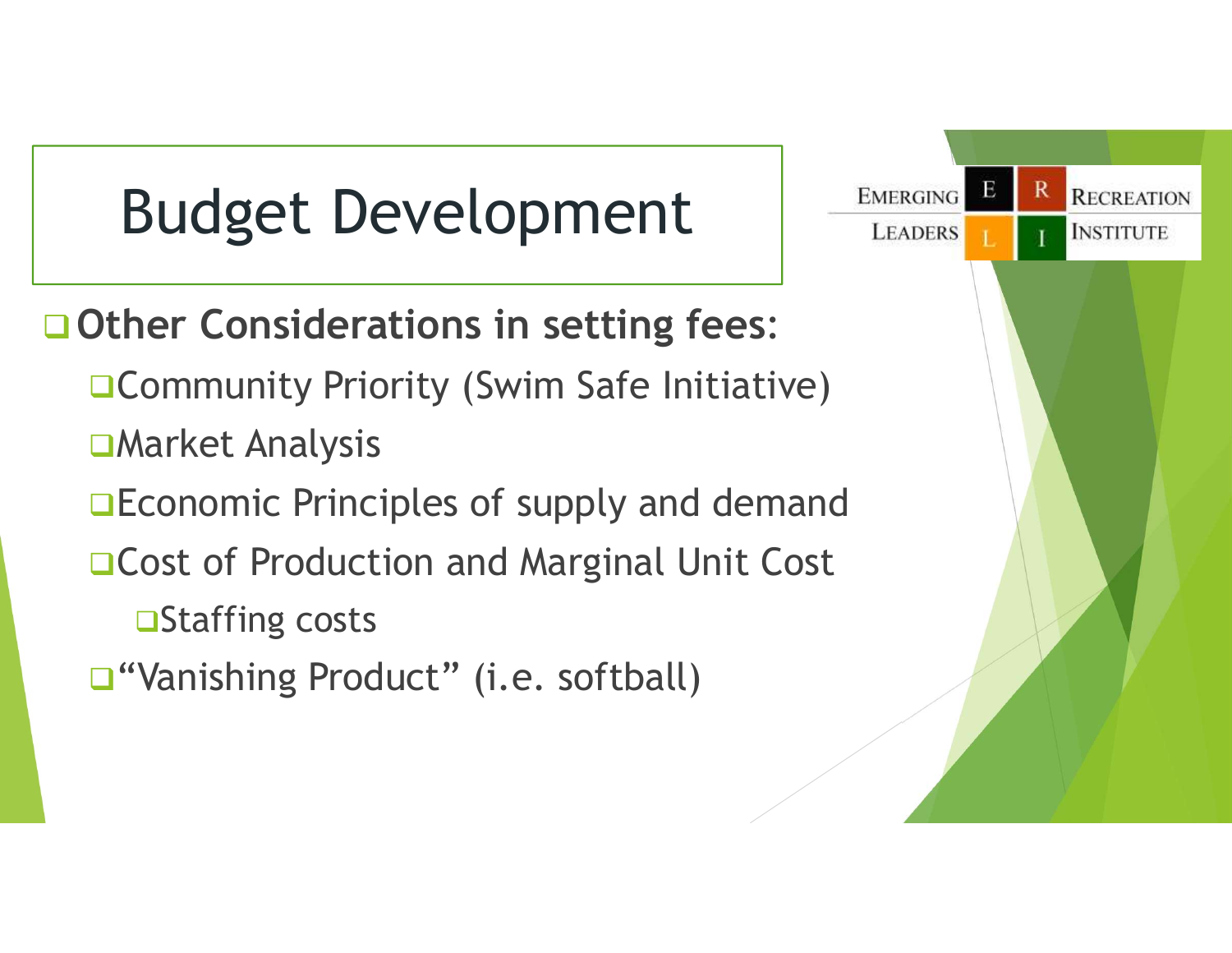# Budget Development

- **Other Considerations in setting fees:**
  - Community Priority (Swim Safe Initiative)
  - Market Analysis
  - Economic Principles of supply and demand
  - Cost of Production and Marginal Unit Cost
    - Staffing costs
  - "Vanishing Product" (i.e. softball)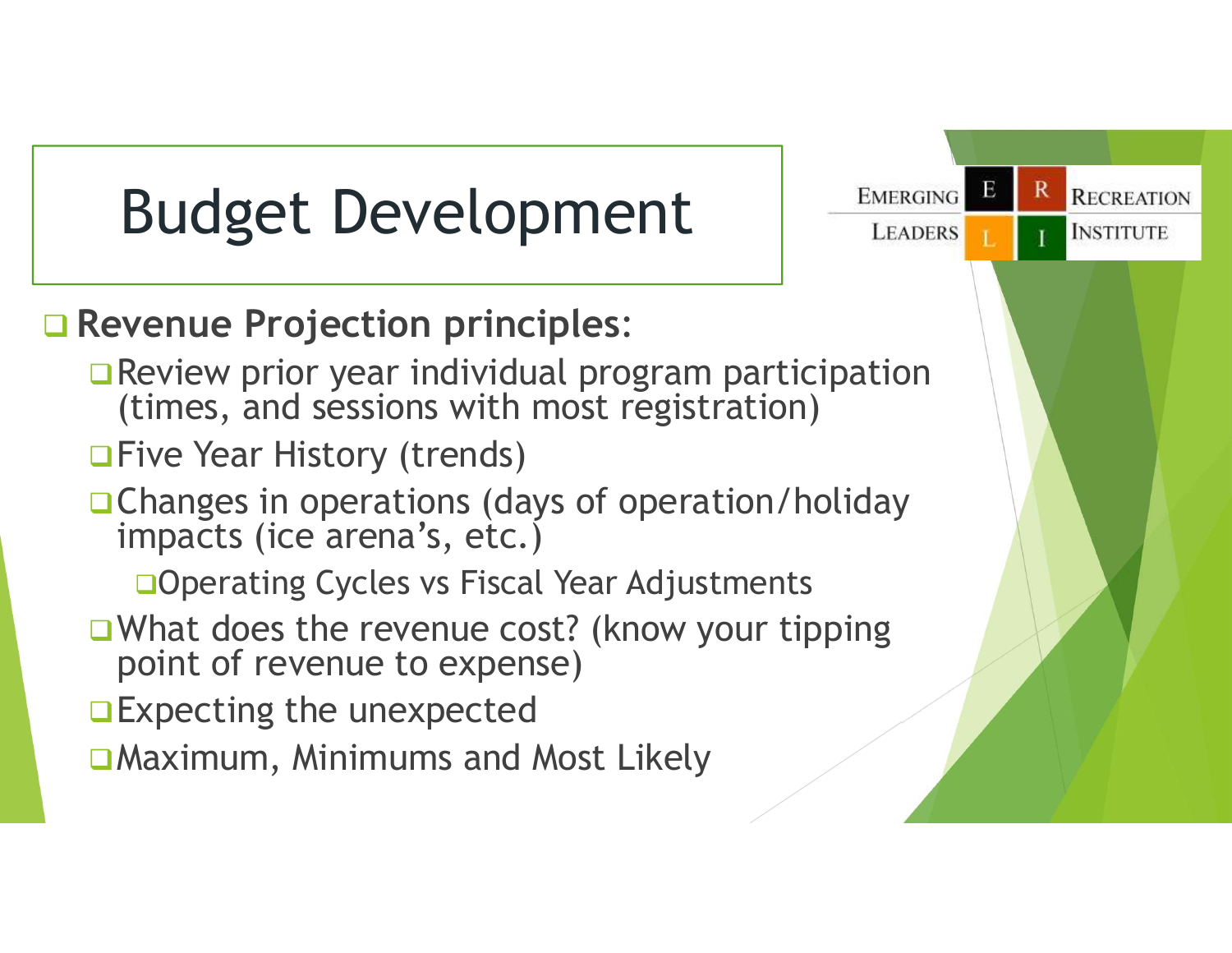# Budget Development

Emerging Leaders Recreation Institute

- **Revenue Projection principles**:
  - Review prior year individual program participation (times, and sessions with most registration)
  - Five Year History (trends)
  - Changes in operations (days of operation/holiday impacts (ice arena's, etc.)
    - Operating Cycles vs Fiscal Year Adjustments
  - What does the revenue cost? (know your tipping point of revenue to expense)
  - Expecting the unexpected
  - Maximum, Minimums and Most Likely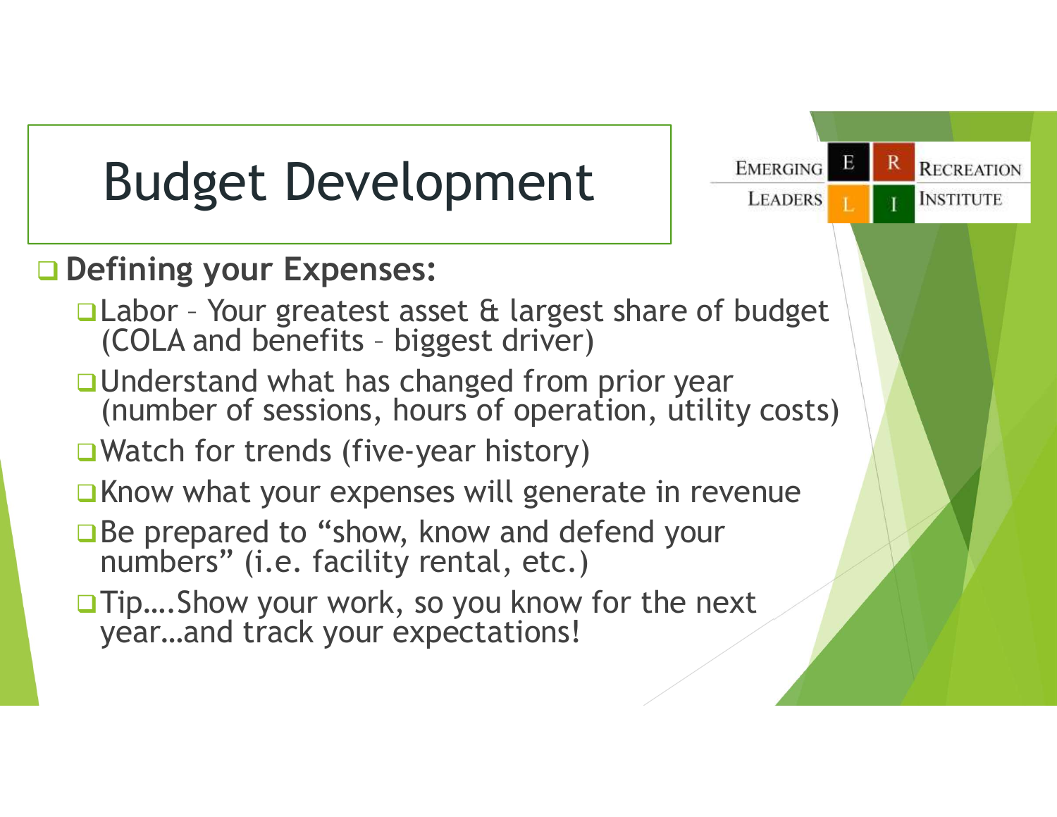# Budget Development

EMERGING LEADERS RECREATION INSTITUTE

- **Defining your Expenses:**
  - Labor – Your greatest asset & largest share of budget (COLA and benefits – biggest driver)
  - Understand what has changed from prior year (number of sessions, hours of operation, utility costs)
  - Watch for trends (five-year history)
  - Know what your expenses will generate in revenue
  - Be prepared to "show, know and defend your numbers" (i.e. facility rental, etc.)
  - Tip….Show your work, so you know for the next year…and track your expectations!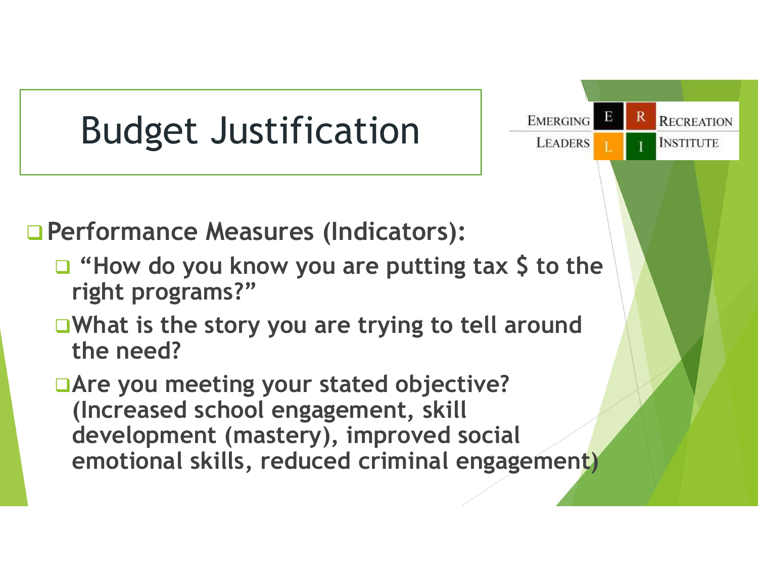# Budget Justification

EMERGING LEADERS RECREATION INSTITUTE

- **Performance Measures (Indicators):**
  - **"How do you know you are putting tax $ to the right programs?"**
  - **What is the story you are trying to tell around the need?**
  - **Are you meeting your stated objective? (Increased school engagement, skill development (mastery), improved social emotional skills, reduced criminal engagement)**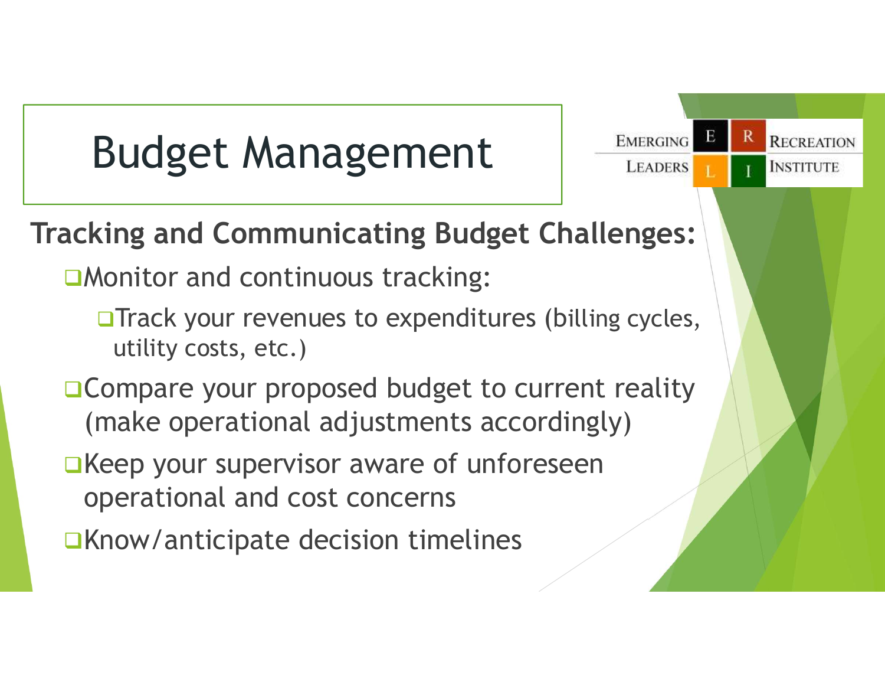# Budget Management

EMERGING LEADERS RECREATION INSTITUTE

**Tracking and Communicating Budget Challenges:**

- Monitor and continuous tracking:
  - Track your revenues to expenditures (billing cycles, utility costs, etc.)
- Compare your proposed budget to current reality (make operational adjustments accordingly)
- Keep your supervisor aware of unforeseen operational and cost concerns
- Know/anticipate decision timelines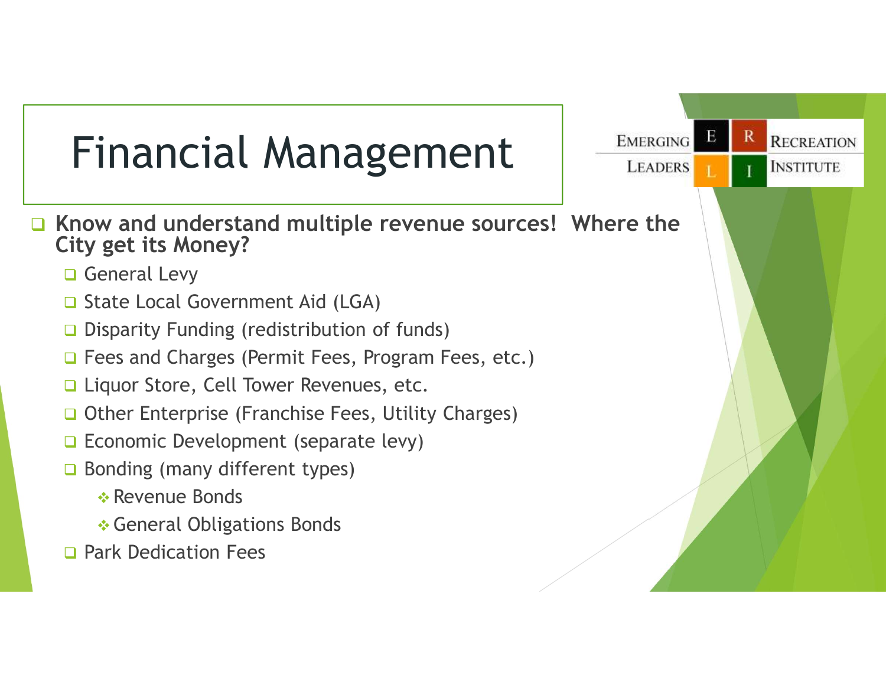# Financial Management

- **Know and understand multiple revenue sources! Where the City get its Money?**
  - General Levy
  - State Local Government Aid (LGA)
  - Disparity Funding (redistribution of funds)
  - Fees and Charges (Permit Fees, Program Fees, etc.)
  - Liquor Store, Cell Tower Revenues, etc.
  - Other Enterprise (Franchise Fees, Utility Charges)
  - Economic Development (separate levy)
  - Bonding (many different types)
    - Revenue Bonds
    - General Obligations Bonds
  - Park Dedication Fees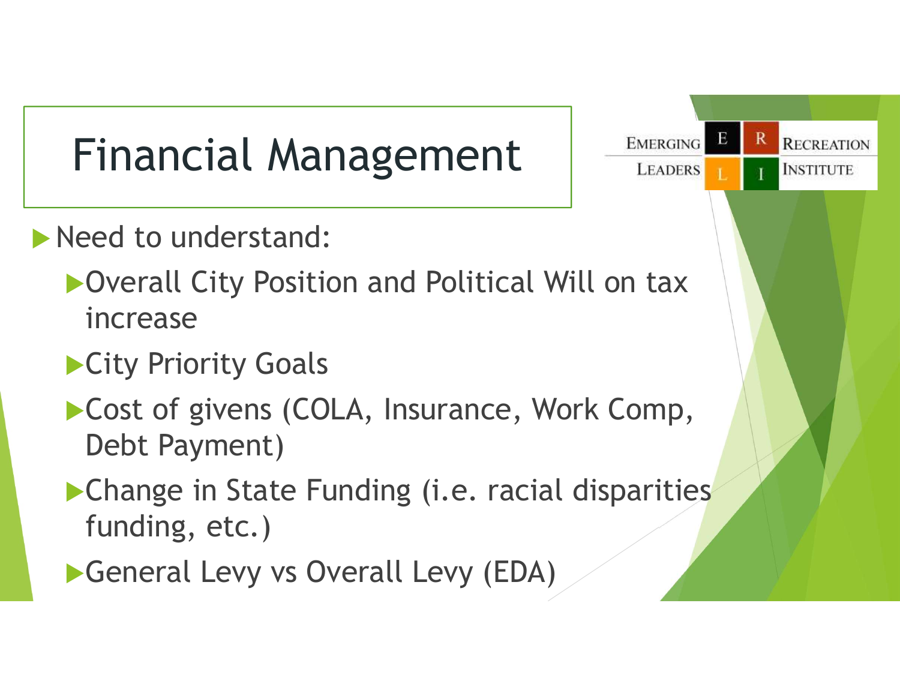# Financial Management

- Need to understand:
  - Overall City Position and Political Will on tax increase
  - City Priority Goals
  - Cost of givens (COLA, Insurance, Work Comp, Debt Payment)
  - Change in State Funding (i.e. racial disparities funding, etc.)
  - General Levy vs Overall Levy (EDA)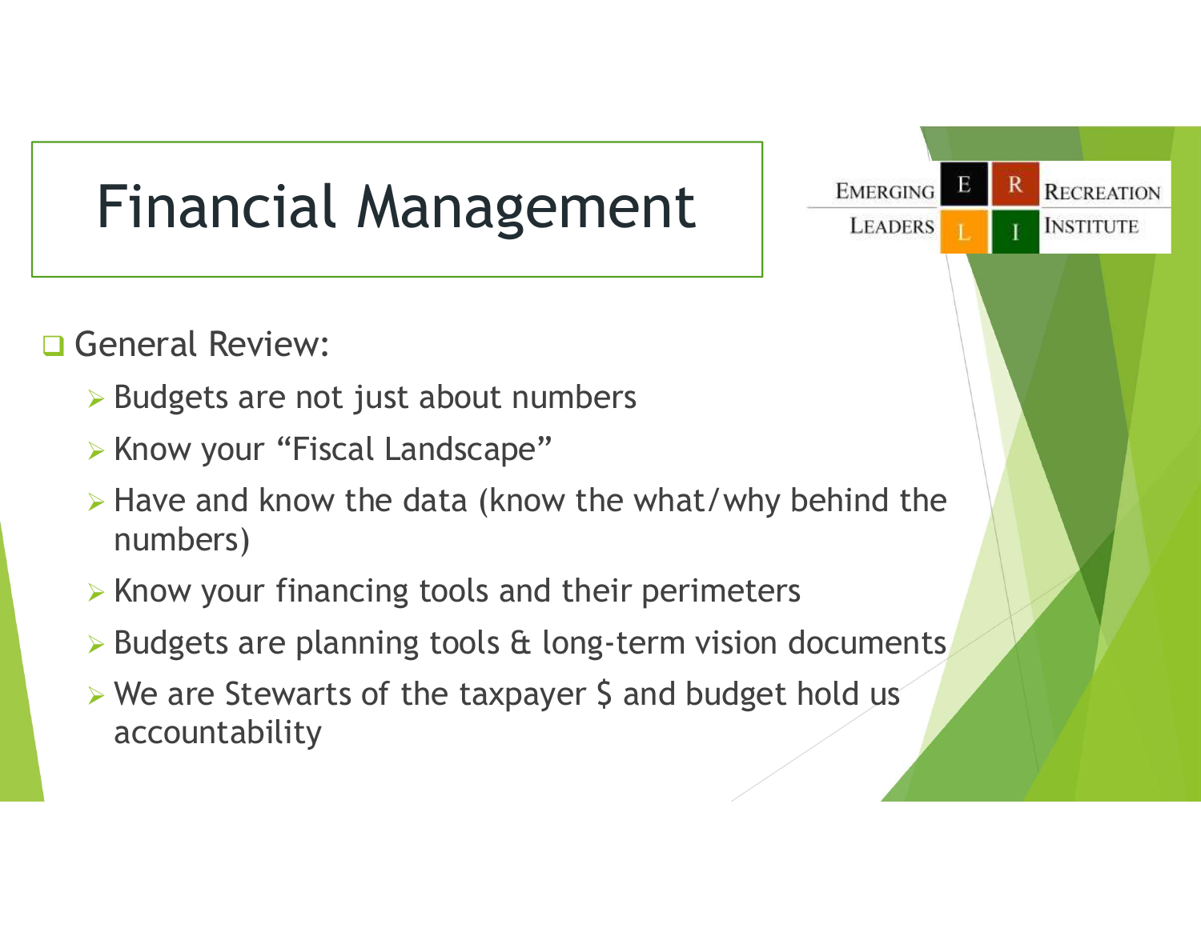# Financial Management

EMERGING LEADERS RECREATION INSTITUTE

- General Review:
  - Budgets are not just about numbers
  - Know your "Fiscal Landscape"
  - Have and know the data (know the what/why behind the numbers)
  - Know your financing tools and their perimeters
  - Budgets are planning tools & long-term vision documents
  - We are Stewarts of the taxpayer $ and budget hold us accountability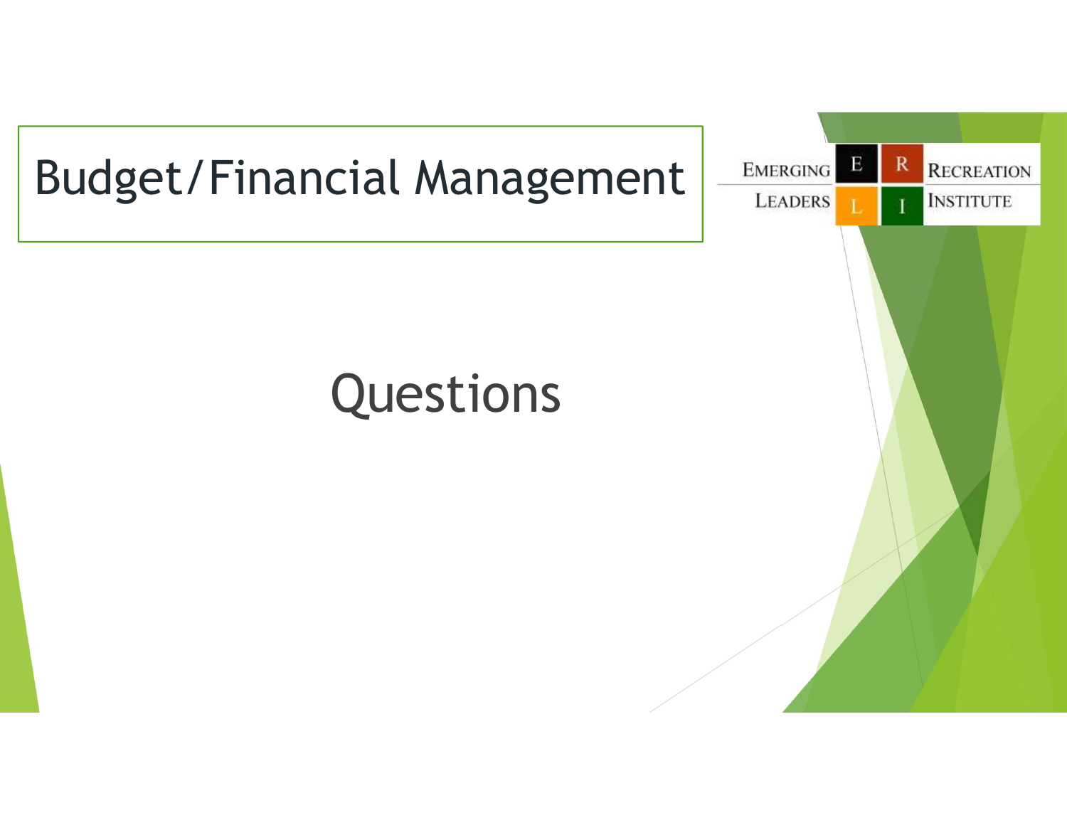# Budget/Financial Management

EMERGING LEADERS RECREATION INSTITUTE

## Questions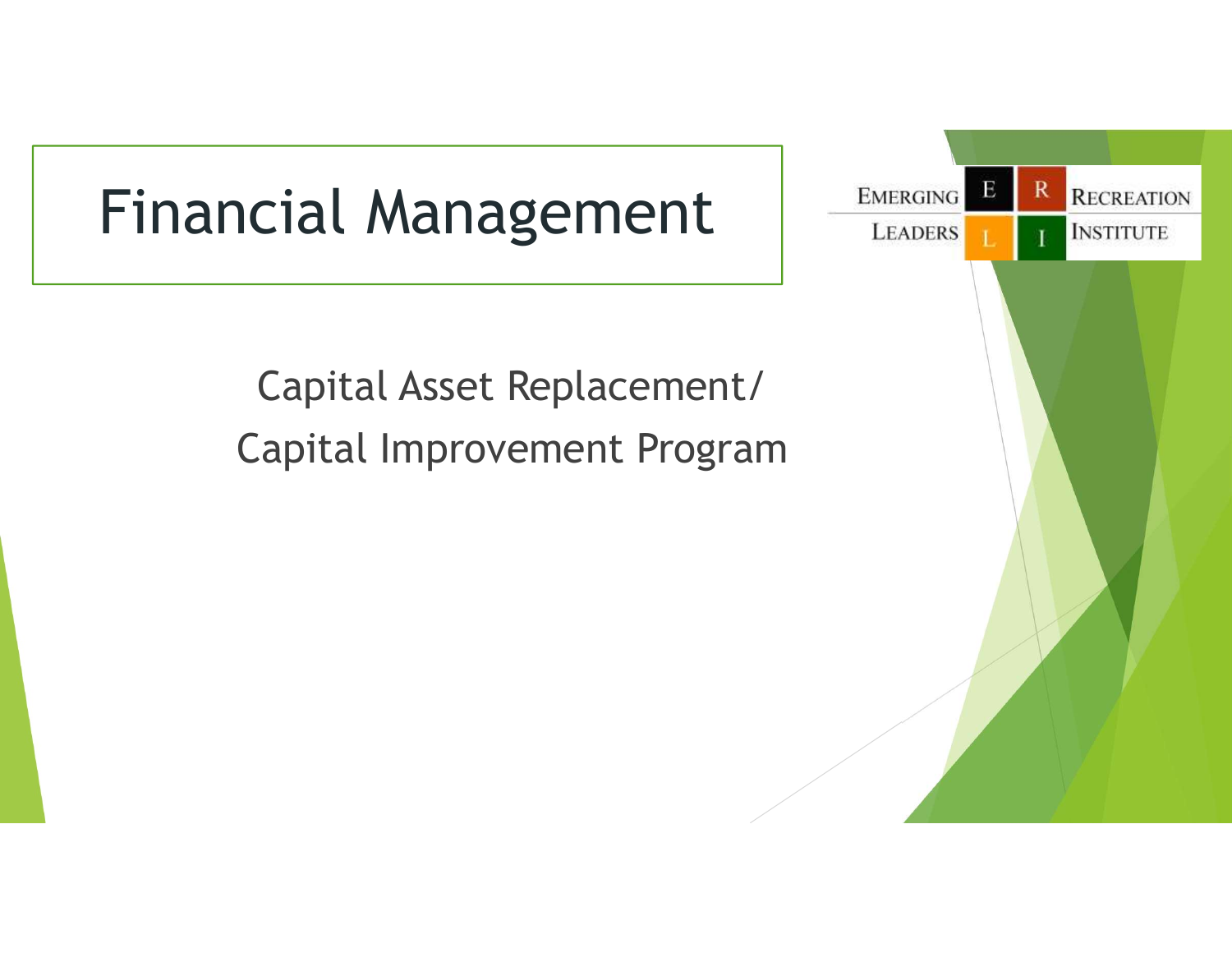# Financial Management

Capital Asset Replacement/
Capital Improvement Program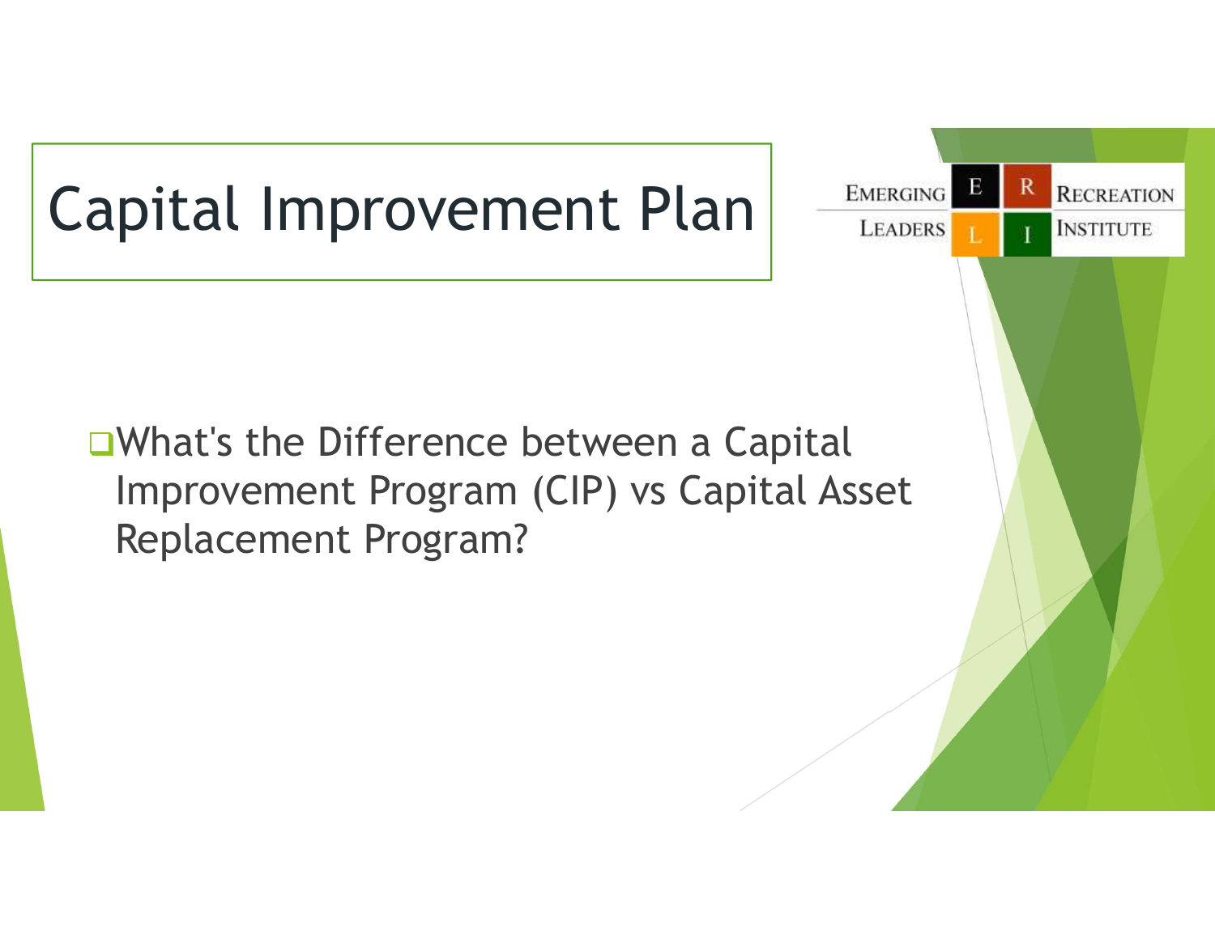# Capital Improvement Plan

EMERGING LEADERS RECREATION INSTITUTE

- What's the Difference between a Capital Improvement Program (CIP) vs Capital Asset Replacement Program?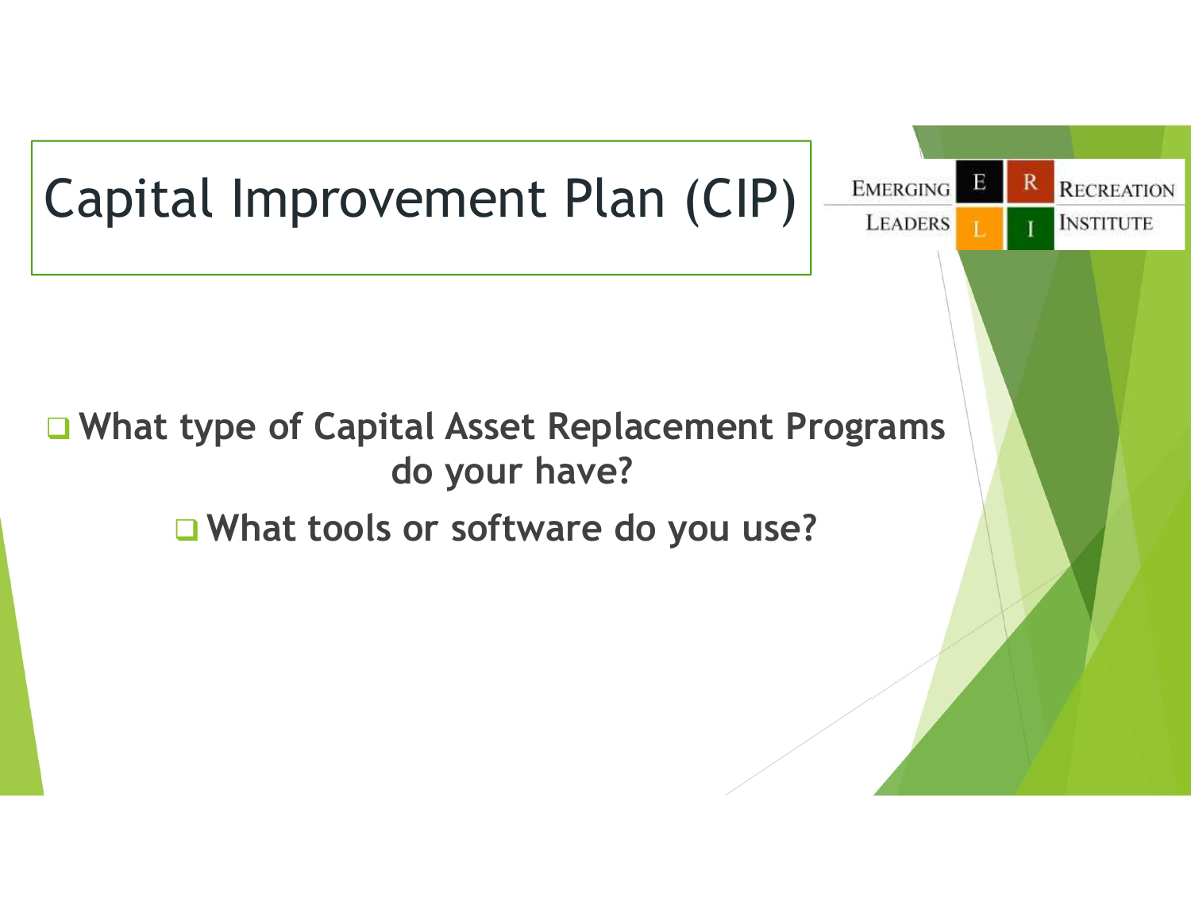# Capital Improvement Plan (CIP)

EMERGING LEADERS RECREATION INSTITUTE

- What type of Capital Asset Replacement Programs do your have?
- What tools or software do you use?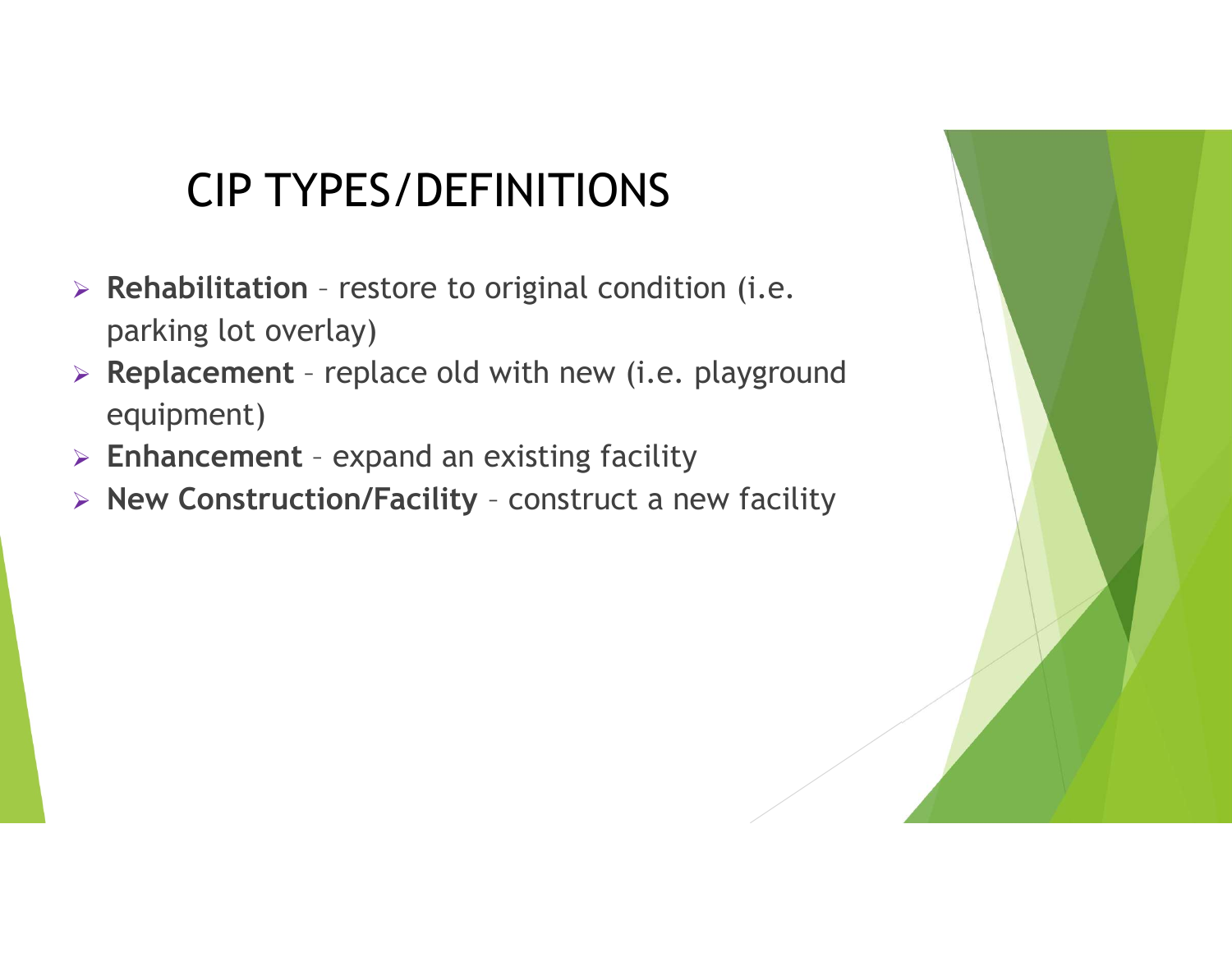# CIP TYPES/DEFINITIONS

- **Rehabilitation** – restore to original condition (i.e. parking lot overlay)
- **Replacement** – replace old with new (i.e. playground equipment)
- **Enhancement** – expand an existing facility
- **New Construction/Facility** – construct a new facility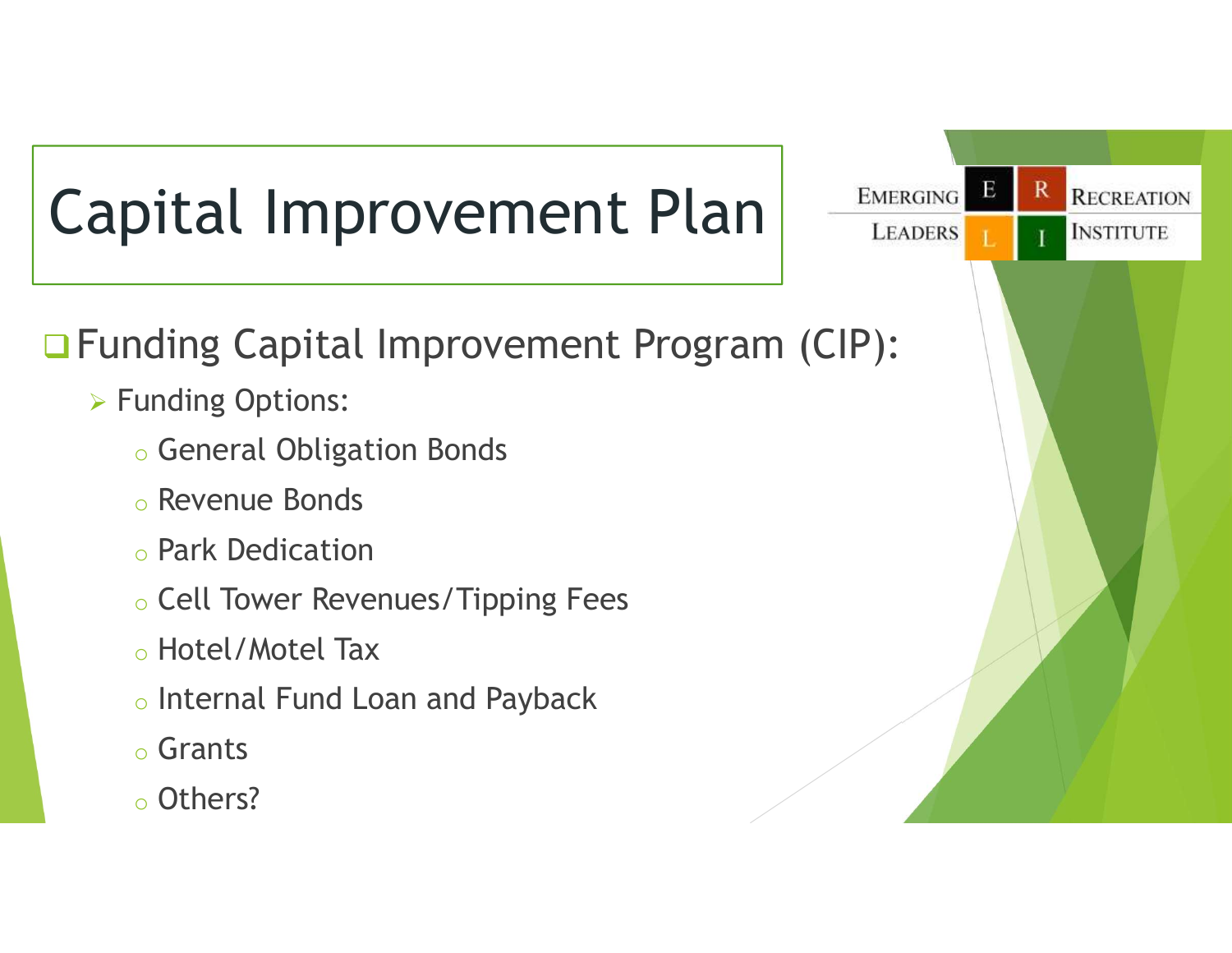# Capital Improvement Plan

- Funding Capital Improvement Program (CIP):
  - Funding Options:
    - General Obligation Bonds
    - Revenue Bonds
    - Park Dedication
    - Cell Tower Revenues/Tipping Fees
    - Hotel/Motel Tax
    - Internal Fund Loan and Payback
    - Grants
    - Others?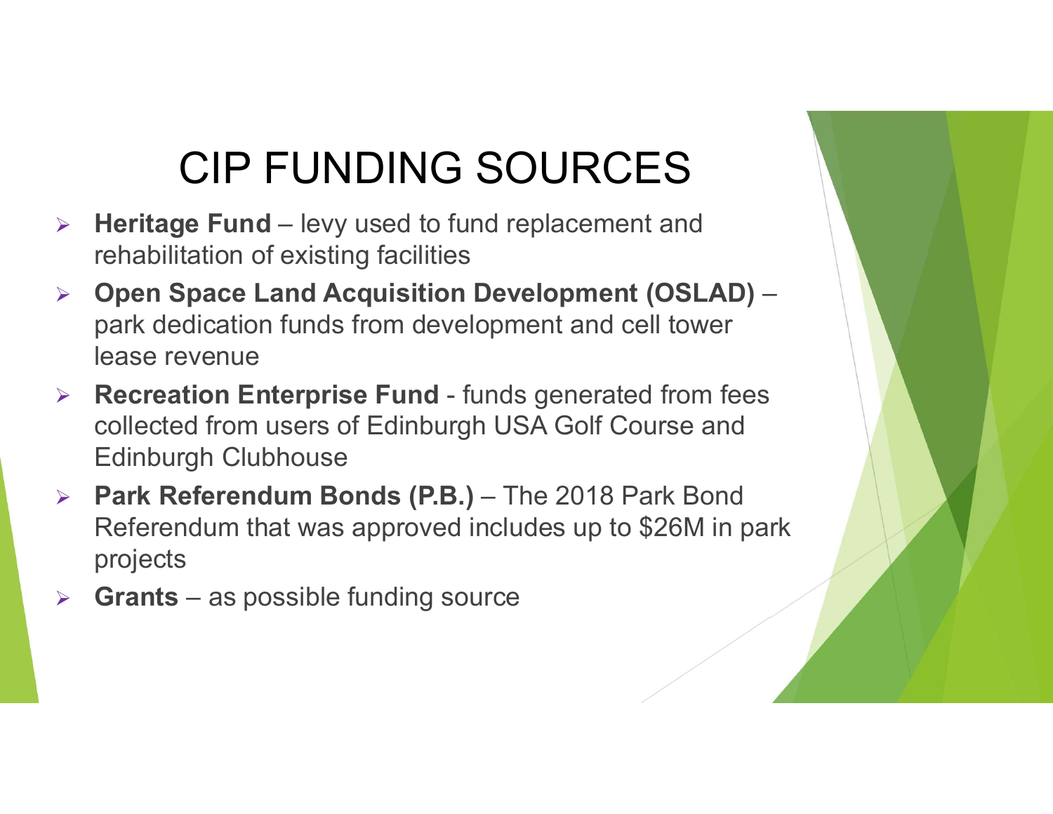# CIP FUNDING SOURCES

- **Heritage Fund** – levy used to fund replacement and rehabilitation of existing facilities
- **Open Space Land Acquisition Development (OSLAD)** – park dedication funds from development and cell tower lease revenue
- **Recreation Enterprise Fund** - funds generated from fees collected from users of Edinburgh USA Golf Course and Edinburgh Clubhouse
- **Park Referendum Bonds (P.B.)** – The 2018 Park Bond Referendum that was approved includes up to $26M in park projects
- **Grants** – as possible funding source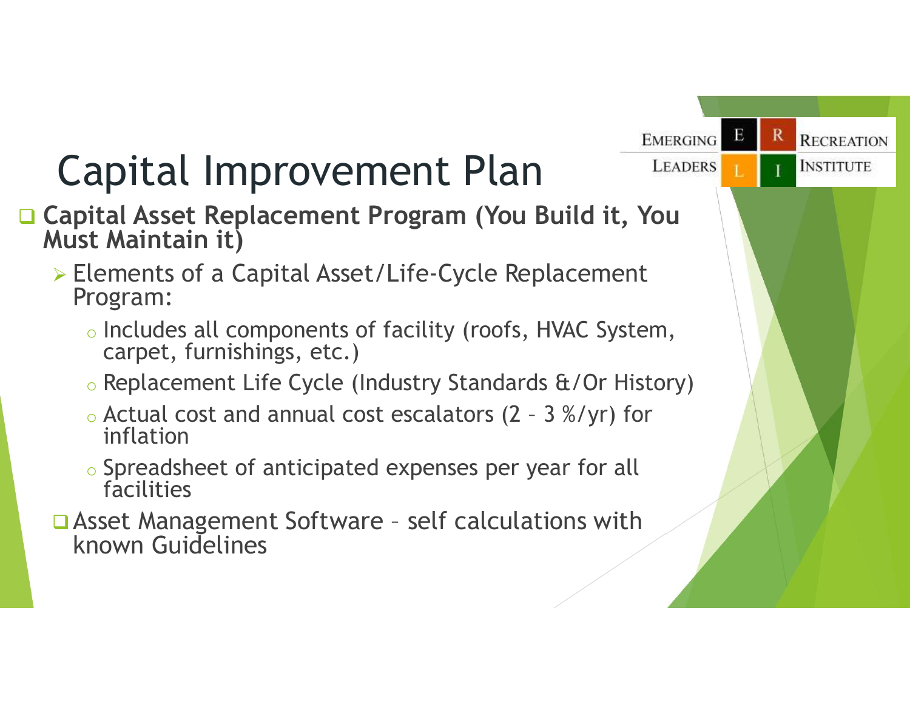# Capital Improvement Plan

- **Capital Asset Replacement Program (You Build it, You Must Maintain it)**
  - Elements of a Capital Asset/Life-Cycle Replacement Program:
    - Includes all components of facility (roofs, HVAC System, carpet, furnishings, etc.)
    - Replacement Life Cycle (Industry Standards &/Or History)
    - Actual cost and annual cost escalators (2 – 3 %/yr) for inflation
    - Spreadsheet of anticipated expenses per year for all facilities
  - Asset Management Software – self calculations with known Guidelines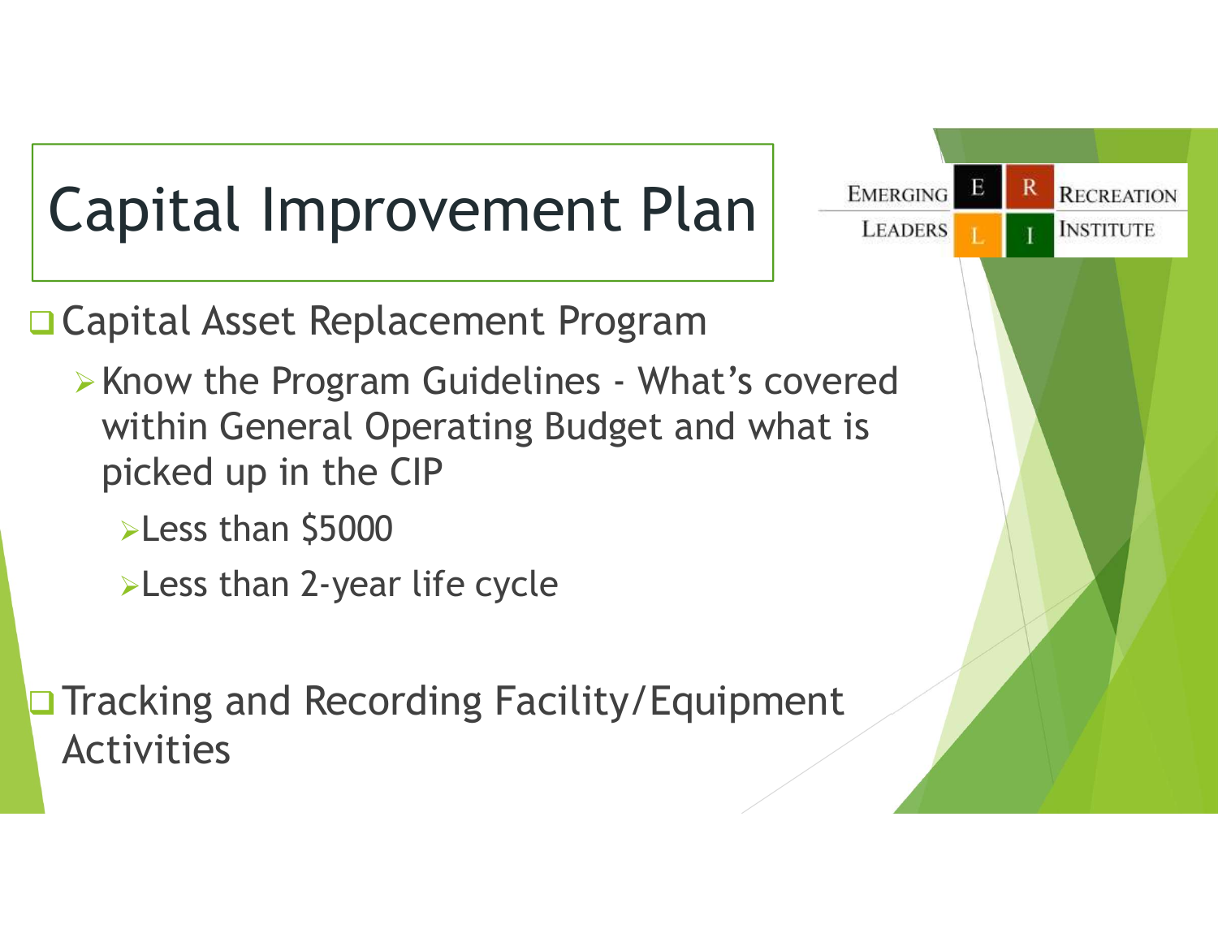# Capital Improvement Plan

Emerging Leaders Recreation Institute

- Capital Asset Replacement Program
  - Know the Program Guidelines - What's covered within General Operating Budget and what is picked up in the CIP
    - Less than $5000
    - Less than 2-year life cycle
- Tracking and Recording Facility/Equipment Activities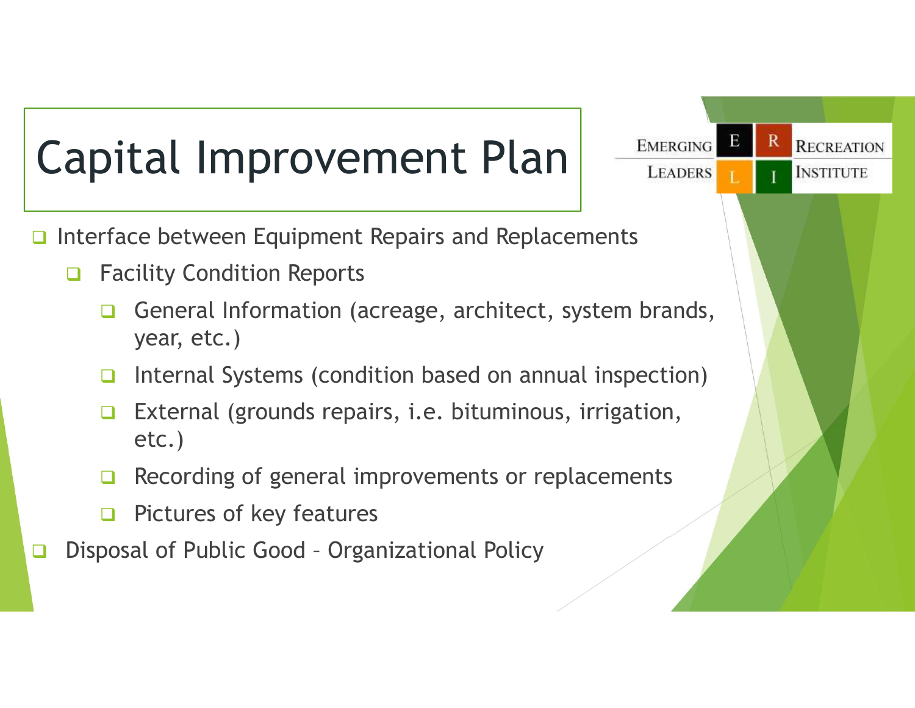# Capital Improvement Plan

- Interface between Equipment Repairs and Replacements
  - Facility Condition Reports
    - General Information (acreage, architect, system brands, year, etc.)
    - Internal Systems (condition based on annual inspection)
    - External (grounds repairs, i.e. bituminous, irrigation, etc.)
    - Recording of general improvements or replacements
    - Pictures of key features
- Disposal of Public Good – Organizational Policy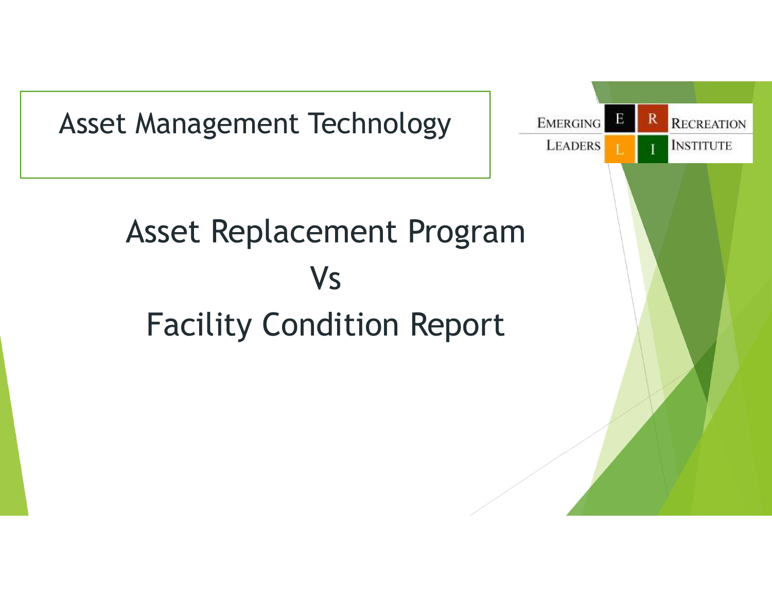# Asset Management Technology

EMERGING LEADERS RECREATION INSTITUTE

## Asset Replacement Program

## Vs

## Facility Condition Report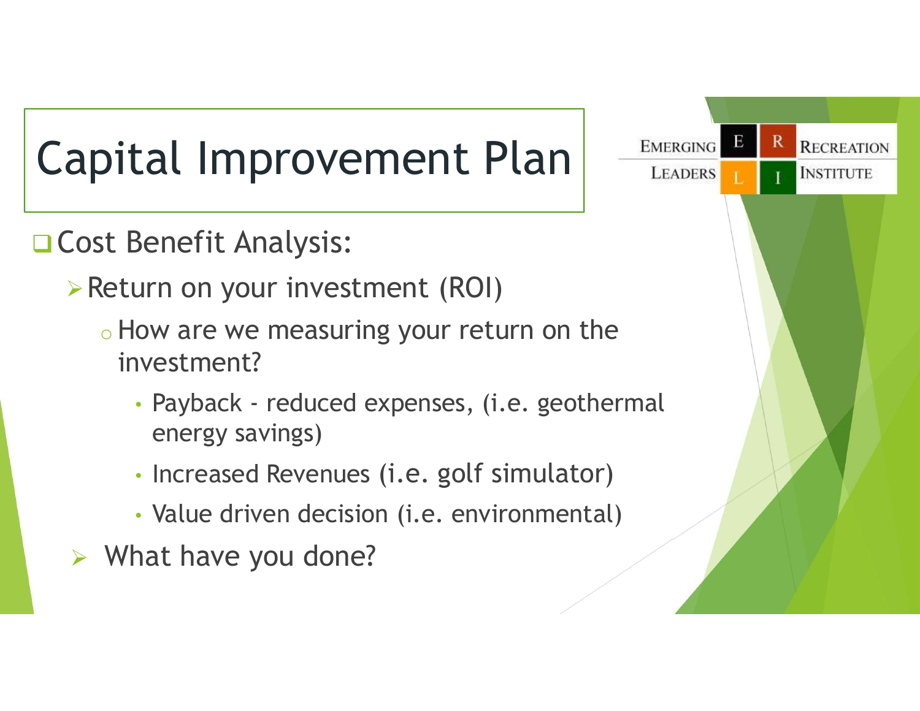# Capital Improvement Plan

- Cost Benefit Analysis:
  - Return on your investment (ROI)
    - How are we measuring your return on the investment?
      - Payback - reduced expenses, (i.e. geothermal energy savings)
      - Increased Revenues (i.e. golf simulator)
      - Value driven decision (i.e. environmental)
  - What have you done?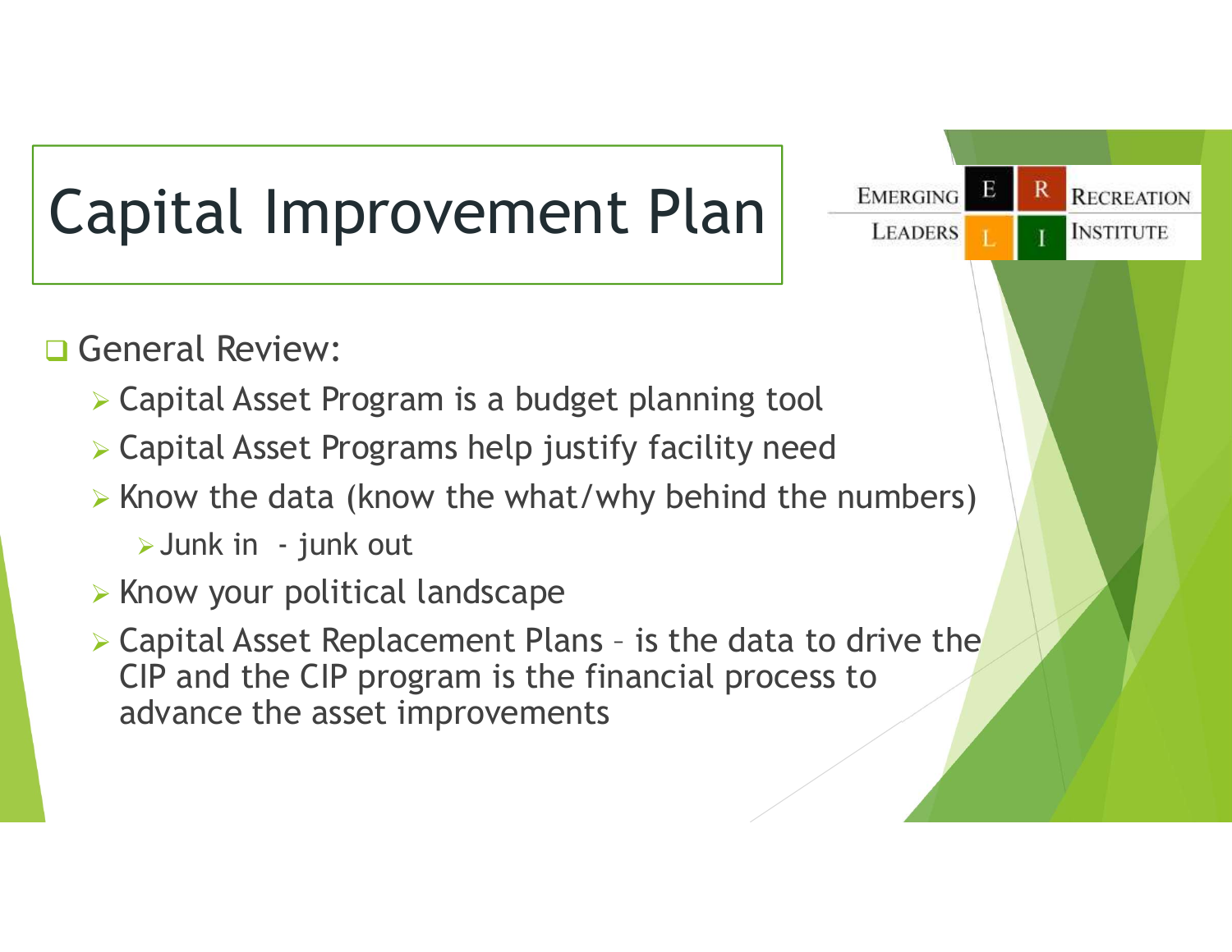# Capital Improvement Plan

EMERGING LEADERS RECREATION INSTITUTE

- General Review:
  - Capital Asset Program is a budget planning tool
  - Capital Asset Programs help justify facility need
  - Know the data (know the what/why behind the numbers)
    - Junk in - junk out
  - Know your political landscape
  - Capital Asset Replacement Plans – is the data to drive the CIP and the CIP program is the financial process to advance the asset improvements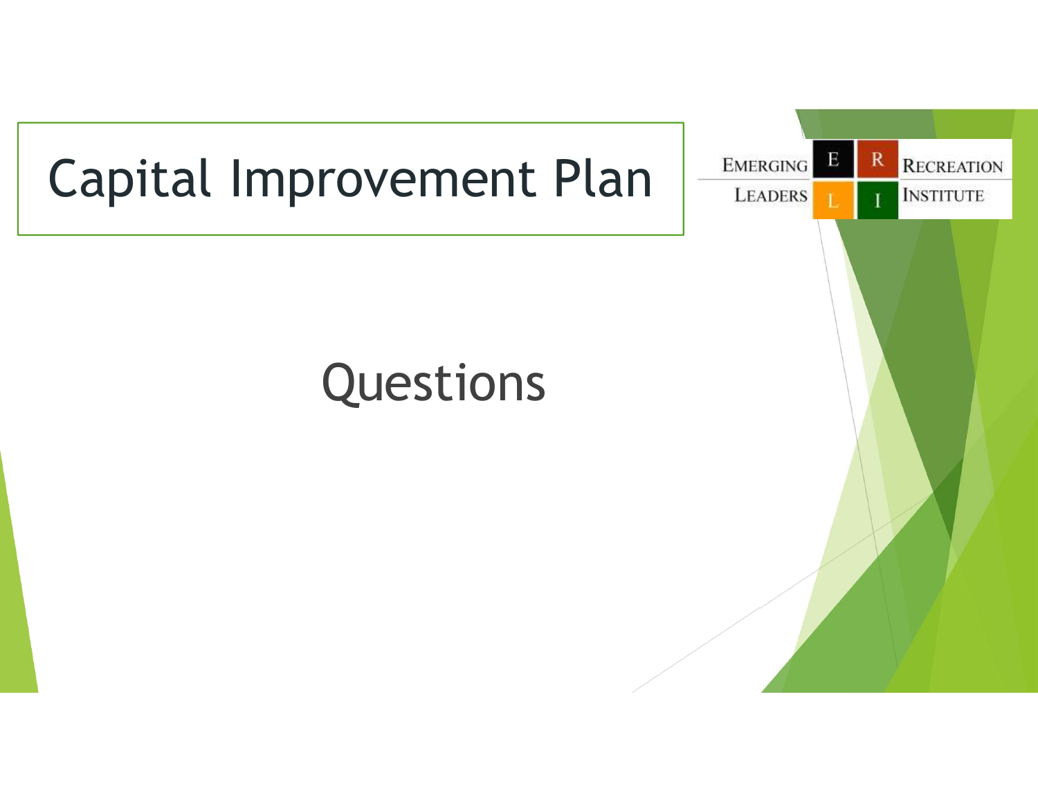# Capital Improvement Plan

EMERGING LEADERS RECREATION INSTITUTE

## Questions